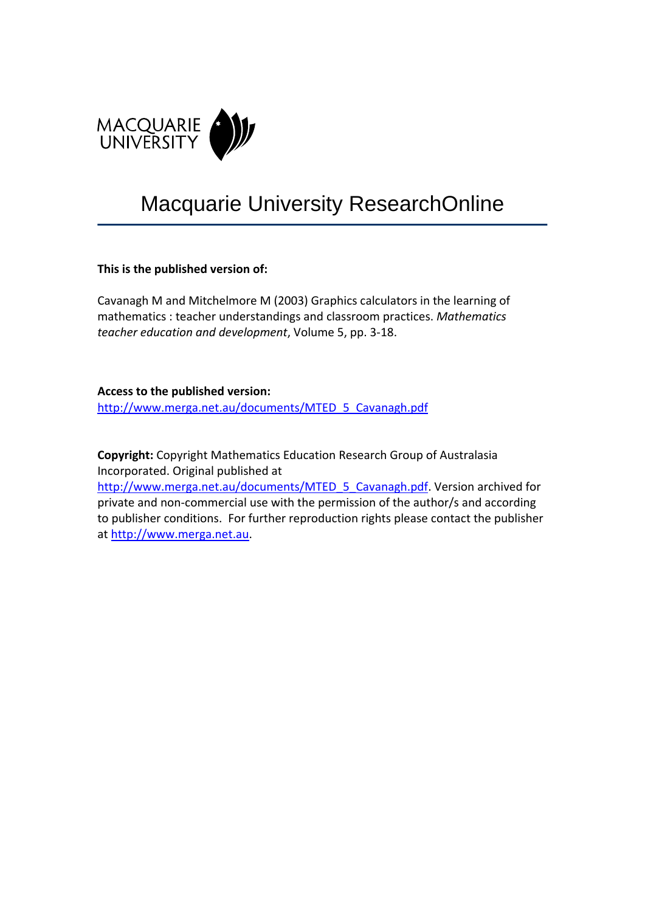MACQUARIE UNIVERSITY

# Macquarie University ResearchOnline

**This is the published version of:**

Cavanagh M and Mitchelmore M (2003) Graphics calculators in the learning of mathematics : teacher understandings and classroom practices. *Mathematics teacher education and development*, Volume 5, pp. 3-18.

**Access to the published version:**
http://www.merga.net.au/documents/MTED_5_Cavanagh.pdf

**Copyright:** Copyright Mathematics Education Research Group of Australasia Incorporated. Original published at http://www.merga.net.au/documents/MTED_5_Cavanagh.pdf. Version archived for private and non-commercial use with the permission of the author/s and according to publisher conditions. For further reproduction rights please contact the publisher at http://www.merga.net.au.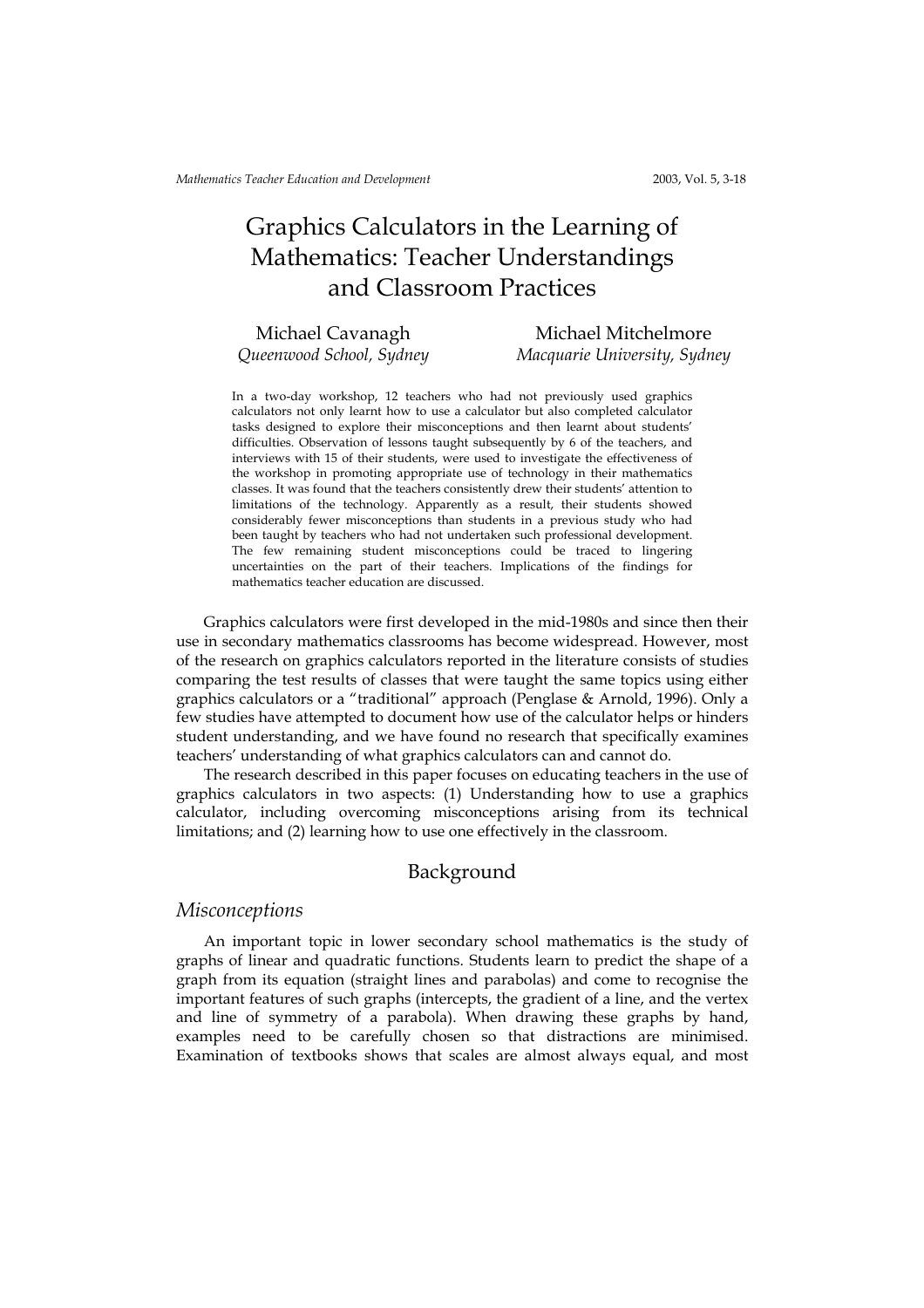# Graphics Calculators in the Learning of Mathematics: Teacher Understandings and Classroom Practices

Michael Cavanagh
*Queenwood School, Sydney*

Michael Mitchelmore
*Macquarie University, Sydney*

In a two-day workshop, 12 teachers who had not previously used graphics calculators not only learnt how to use a calculator but also completed calculator tasks designed to explore their misconceptions and then learnt about students' difficulties. Observation of lessons taught subsequently by 6 of the teachers, and interviews with 15 of their students, were used to investigate the effectiveness of the workshop in promoting appropriate use of technology in their mathematics classes. It was found that the teachers consistently drew their students' attention to limitations of the technology. Apparently as a result, their students showed considerably fewer misconceptions than students in a previous study who had been taught by teachers who had not undertaken such professional development. The few remaining student misconceptions could be traced to lingering uncertainties on the part of their teachers. Implications of the findings for mathematics teacher education are discussed.

Graphics calculators were first developed in the mid-1980s and since then their use in secondary mathematics classrooms has become widespread. However, most of the research on graphics calculators reported in the literature consists of studies comparing the test results of classes that were taught the same topics using either graphics calculators or a "traditional" approach (Penglase & Arnold, 1996). Only a few studies have attempted to document how use of the calculator helps or hinders student understanding, and we have found no research that specifically examines teachers' understanding of what graphics calculators can and cannot do.

The research described in this paper focuses on educating teachers in the use of graphics calculators in two aspects: (1) Understanding how to use a graphics calculator, including overcoming misconceptions arising from its technical limitations; and (2) learning how to use one effectively in the classroom.

## Background

### *Misconceptions*

An important topic in lower secondary school mathematics is the study of graphs of linear and quadratic functions. Students learn to predict the shape of a graph from its equation (straight lines and parabolas) and come to recognise the important features of such graphs (intercepts, the gradient of a line, and the vertex and line of symmetry of a parabola). When drawing these graphs by hand, examples need to be carefully chosen so that distractions are minimised. Examination of textbooks shows that scales are almost always equal, and most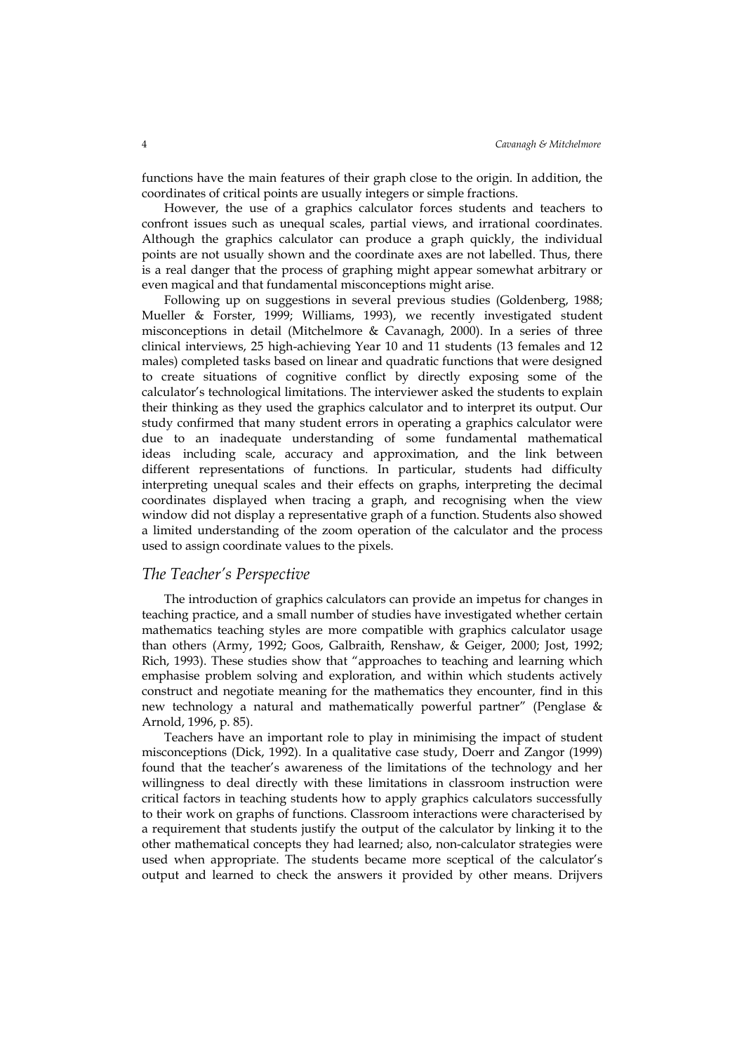functions have the main features of their graph close to the origin. In addition, the coordinates of critical points are usually integers or simple fractions.

However, the use of a graphics calculator forces students and teachers to confront issues such as unequal scales, partial views, and irrational coordinates. Although the graphics calculator can produce a graph quickly, the individual points are not usually shown and the coordinate axes are not labelled. Thus, there is a real danger that the process of graphing might appear somewhat arbitrary or even magical and that fundamental misconceptions might arise.

Following up on suggestions in several previous studies (Goldenberg, 1988; Mueller & Forster, 1999; Williams, 1993), we recently investigated student misconceptions in detail (Mitchelmore & Cavanagh, 2000). In a series of three clinical interviews, 25 high-achieving Year 10 and 11 students (13 females and 12 males) completed tasks based on linear and quadratic functions that were designed to create situations of cognitive conflict by directly exposing some of the calculator's technological limitations. The interviewer asked the students to explain their thinking as they used the graphics calculator and to interpret its output. Our study confirmed that many student errors in operating a graphics calculator were due to an inadequate understanding of some fundamental mathematical ideas including scale, accuracy and approximation, and the link between different representations of functions. In particular, students had difficulty interpreting unequal scales and their effects on graphs, interpreting the decimal coordinates displayed when tracing a graph, and recognising when the view window did not display a representative graph of a function. Students also showed a limited understanding of the zoom operation of the calculator and the process used to assign coordinate values to the pixels.

## *The Teacher's Perspective*

The introduction of graphics calculators can provide an impetus for changes in teaching practice, and a small number of studies have investigated whether certain mathematics teaching styles are more compatible with graphics calculator usage than others (Army, 1992; Goos, Galbraith, Renshaw, & Geiger, 2000; Jost, 1992; Rich, 1993). These studies show that "approaches to teaching and learning which emphasise problem solving and exploration, and within which students actively construct and negotiate meaning for the mathematics they encounter, find in this new technology a natural and mathematically powerful partner" (Penglase & Arnold, 1996, p. 85).

Teachers have an important role to play in minimising the impact of student misconceptions (Dick, 1992). In a qualitative case study, Doerr and Zangor (1999) found that the teacher's awareness of the limitations of the technology and her willingness to deal directly with these limitations in classroom instruction were critical factors in teaching students how to apply graphics calculators successfully to their work on graphs of functions. Classroom interactions were characterised by a requirement that students justify the output of the calculator by linking it to the other mathematical concepts they had learned; also, non-calculator strategies were used when appropriate. The students became more sceptical of the calculator's output and learned to check the answers it provided by other means. Drijvers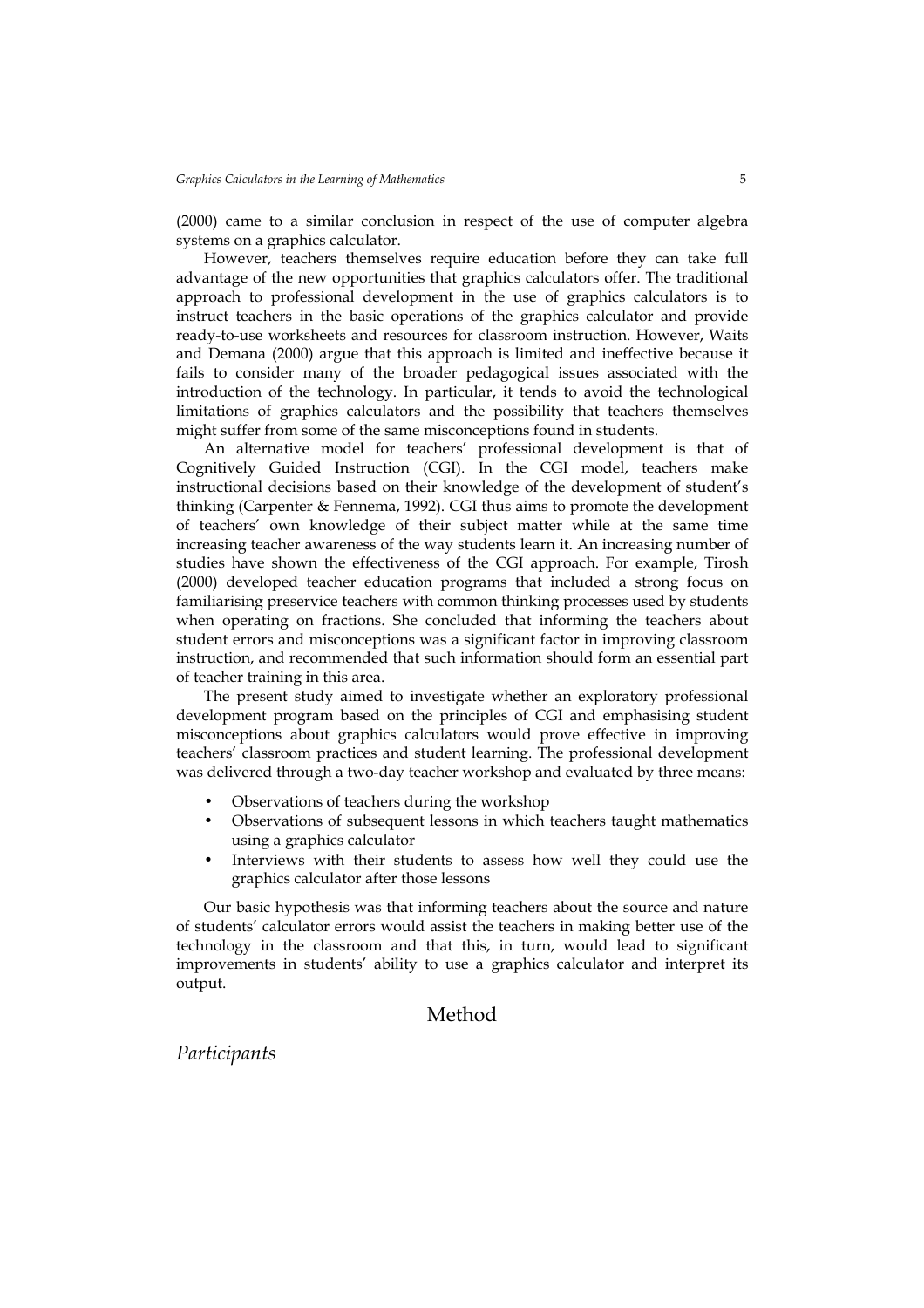(2000) came to a similar conclusion in respect of the use of computer algebra systems on a graphics calculator.

However, teachers themselves require education before they can take full advantage of the new opportunities that graphics calculators offer. The traditional approach to professional development in the use of graphics calculators is to instruct teachers in the basic operations of the graphics calculator and provide ready-to-use worksheets and resources for classroom instruction. However, Waits and Demana (2000) argue that this approach is limited and ineffective because it fails to consider many of the broader pedagogical issues associated with the introduction of the technology. In particular, it tends to avoid the technological limitations of graphics calculators and the possibility that teachers themselves might suffer from some of the same misconceptions found in students.

An alternative model for teachers' professional development is that of Cognitively Guided Instruction (CGI). In the CGI model, teachers make instructional decisions based on their knowledge of the development of student's thinking (Carpenter & Fennema, 1992). CGI thus aims to promote the development of teachers' own knowledge of their subject matter while at the same time increasing teacher awareness of the way students learn it. An increasing number of studies have shown the effectiveness of the CGI approach. For example, Tirosh (2000) developed teacher education programs that included a strong focus on familiarising preservice teachers with common thinking processes used by students when operating on fractions. She concluded that informing the teachers about student errors and misconceptions was a significant factor in improving classroom instruction, and recommended that such information should form an essential part of teacher training in this area.

The present study aimed to investigate whether an exploratory professional development program based on the principles of CGI and emphasising student misconceptions about graphics calculators would prove effective in improving teachers' classroom practices and student learning. The professional development was delivered through a two-day teacher workshop and evaluated by three means:

- Observations of teachers during the workshop
- Observations of subsequent lessons in which teachers taught mathematics using a graphics calculator
- Interviews with their students to assess how well they could use the graphics calculator after those lessons

Our basic hypothesis was that informing teachers about the source and nature of students' calculator errors would assist the teachers in making better use of the technology in the classroom and that this, in turn, would lead to significant improvements in students' ability to use a graphics calculator and interpret its output.

## Method

### *Participants*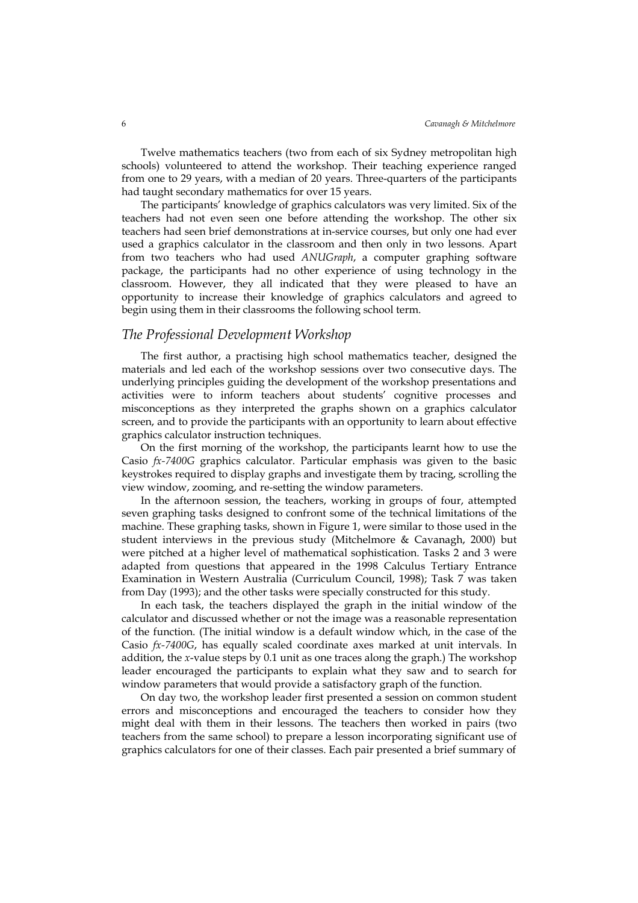Twelve mathematics teachers (two from each of six Sydney metropolitan high schools) volunteered to attend the workshop. Their teaching experience ranged from one to 29 years, with a median of 20 years. Three-quarters of the participants had taught secondary mathematics for over 15 years.

The participants' knowledge of graphics calculators was very limited. Six of the teachers had not even seen one before attending the workshop. The other six teachers had seen brief demonstrations at in-service courses, but only one had ever used a graphics calculator in the classroom and then only in two lessons. Apart from two teachers who had used *ANUGraph*, a computer graphing software package, the participants had no other experience of using technology in the classroom. However, they all indicated that they were pleased to have an opportunity to increase their knowledge of graphics calculators and agreed to begin using them in their classrooms the following school term.

## *The Professional Development Workshop*

The first author, a practising high school mathematics teacher, designed the materials and led each of the workshop sessions over two consecutive days. The underlying principles guiding the development of the workshop presentations and activities were to inform teachers about students' cognitive processes and misconceptions as they interpreted the graphs shown on a graphics calculator screen, and to provide the participants with an opportunity to learn about effective graphics calculator instruction techniques.

On the first morning of the workshop, the participants learnt how to use the Casio *fx-7400G* graphics calculator. Particular emphasis was given to the basic keystrokes required to display graphs and investigate them by tracing, scrolling the view window, zooming, and re-setting the window parameters.

In the afternoon session, the teachers, working in groups of four, attempted seven graphing tasks designed to confront some of the technical limitations of the machine. These graphing tasks, shown in Figure 1, were similar to those used in the student interviews in the previous study (Mitchelmore & Cavanagh, 2000) but were pitched at a higher level of mathematical sophistication. Tasks 2 and 3 were adapted from questions that appeared in the 1998 Calculus Tertiary Entrance Examination in Western Australia (Curriculum Council, 1998); Task 7 was taken from Day (1993); and the other tasks were specially constructed for this study.

In each task, the teachers displayed the graph in the initial window of the calculator and discussed whether or not the image was a reasonable representation of the function. (The initial window is a default window which, in the case of the Casio *fx-7400G*, has equally scaled coordinate axes marked at unit intervals. In addition, the $x$-value steps by 0.1 unit as one traces along the graph.) The workshop leader encouraged the participants to explain what they saw and to search for window parameters that would provide a satisfactory graph of the function.

On day two, the workshop leader first presented a session on common student errors and misconceptions and encouraged the teachers to consider how they might deal with them in their lessons. The teachers then worked in pairs (two teachers from the same school) to prepare a lesson incorporating significant use of graphics calculators for one of their classes. Each pair presented a brief summary of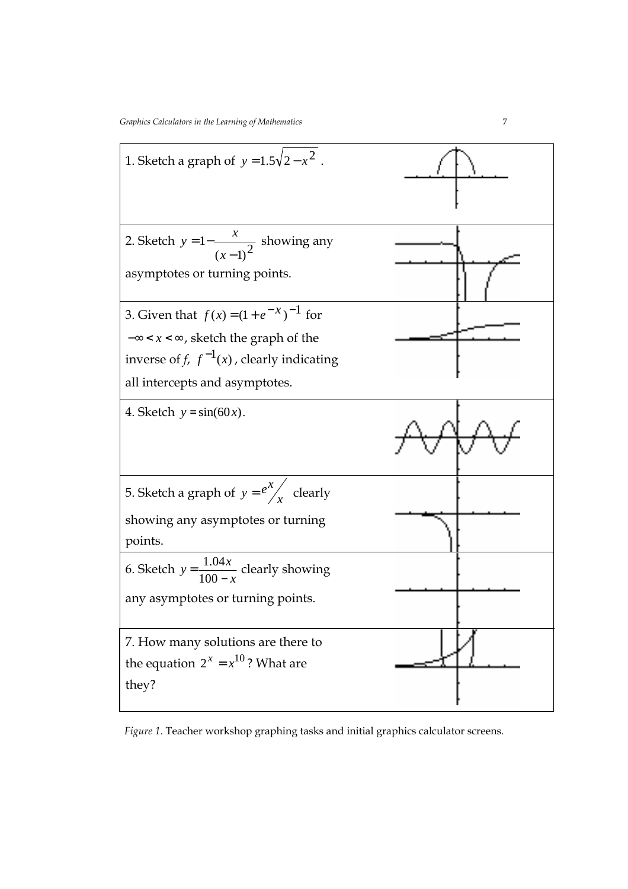| | |
|---|---|
| 1. Sketch a graph of $y = 1.5\sqrt{2 - x^2}$ . | |
| 2. Sketch $y = 1 - \frac{x}{(x-1)^2}$ showing any asymptotes or turning points. | |
| 3. Given that $f(x) = (1 + e^{-x})^{-1}$ for $-\infty < x < \infty$, sketch the graph of the inverse of *f*, $f^{-1}(x)$, clearly indicating all intercepts and asymptotes. | |
| 4. Sketch $y = \sin(60x)$. | |
| 5. Sketch a graph of $y = e^x/x$ clearly showing any asymptotes or turning points. | |
| 6. Sketch $y = \frac{1.04x}{100 - x}$ clearly showing any asymptotes or turning points. | |
| 7. How many solutions are there to the equation $2^x = x^{10}$? What are they? | |

*Figure 1.* Teacher workshop graphing tasks and initial graphics calculator screens.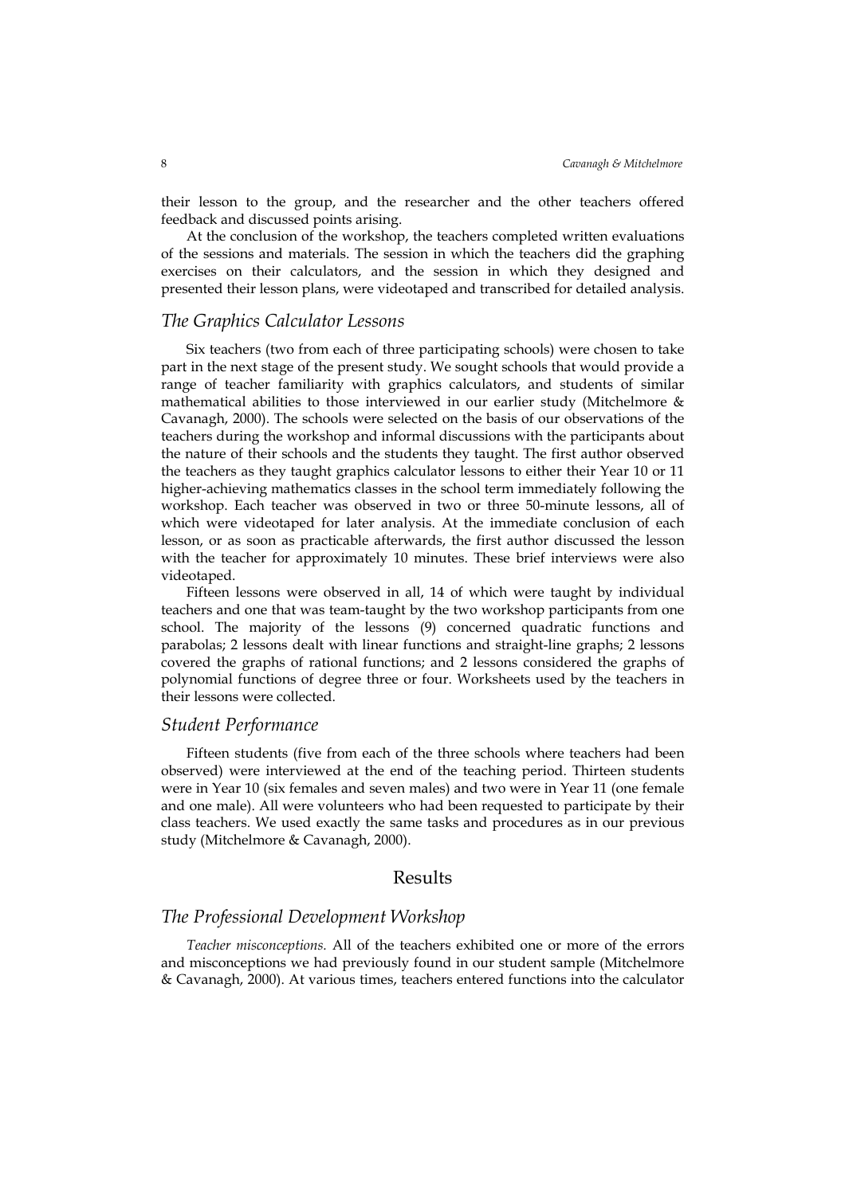their lesson to the group, and the researcher and the other teachers offered feedback and discussed points arising.

At the conclusion of the workshop, the teachers completed written evaluations of the sessions and materials. The session in which the teachers did the graphing exercises on their calculators, and the session in which they designed and presented their lesson plans, were videotaped and transcribed for detailed analysis.

### *The Graphics Calculator Lessons*

Six teachers (two from each of three participating schools) were chosen to take part in the next stage of the present study. We sought schools that would provide a range of teacher familiarity with graphics calculators, and students of similar mathematical abilities to those interviewed in our earlier study (Mitchelmore & Cavanagh, 2000). The schools were selected on the basis of our observations of the teachers during the workshop and informal discussions with the participants about the nature of their schools and the students they taught. The first author observed the teachers as they taught graphics calculator lessons to either their Year 10 or 11 higher-achieving mathematics classes in the school term immediately following the workshop. Each teacher was observed in two or three 50-minute lessons, all of which were videotaped for later analysis. At the immediate conclusion of each lesson, or as soon as practicable afterwards, the first author discussed the lesson with the teacher for approximately 10 minutes. These brief interviews were also videotaped.

Fifteen lessons were observed in all, 14 of which were taught by individual teachers and one that was team-taught by the two workshop participants from one school. The majority of the lessons (9) concerned quadratic functions and parabolas; 2 lessons dealt with linear functions and straight-line graphs; 2 lessons covered the graphs of rational functions; and 2 lessons considered the graphs of polynomial functions of degree three or four. Worksheets used by the teachers in their lessons were collected.

### *Student Performance*

Fifteen students (five from each of the three schools where teachers had been observed) were interviewed at the end of the teaching period. Thirteen students were in Year 10 (six females and seven males) and two were in Year 11 (one female and one male). All were volunteers who had been requested to participate by their class teachers. We used exactly the same tasks and procedures as in our previous study (Mitchelmore & Cavanagh, 2000).

## Results

### *The Professional Development Workshop*

*Teacher misconceptions.* All of the teachers exhibited one or more of the errors and misconceptions we had previously found in our student sample (Mitchelmore & Cavanagh, 2000). At various times, teachers entered functions into the calculator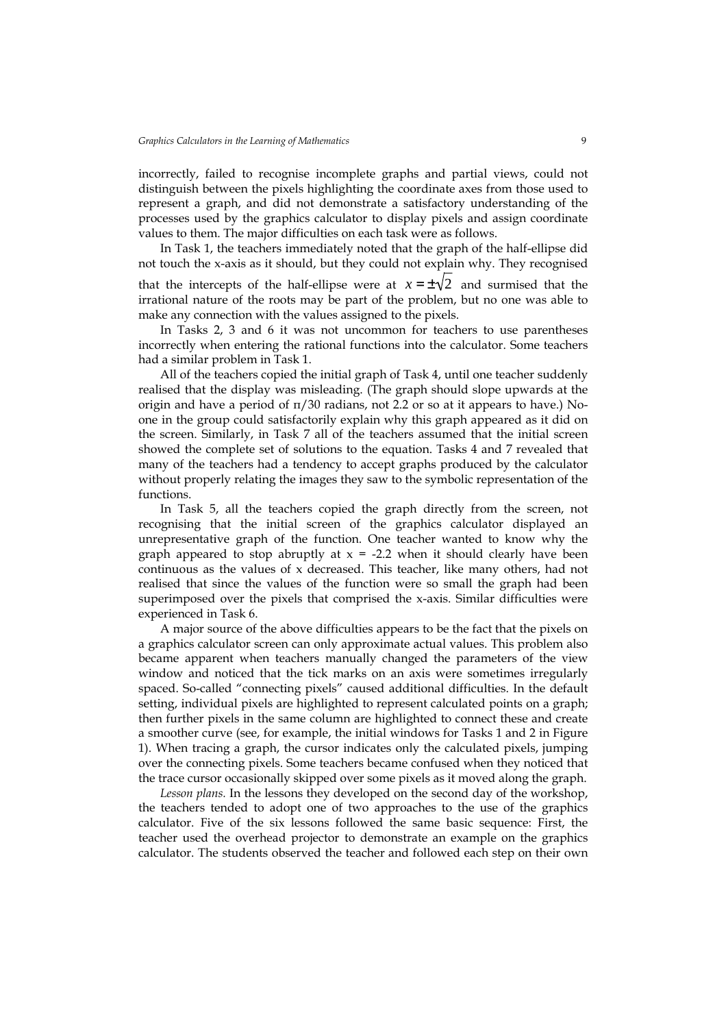incorrectly, failed to recognise incomplete graphs and partial views, could not distinguish between the pixels highlighting the coordinate axes from those used to represent a graph, and did not demonstrate a satisfactory understanding of the processes used by the graphics calculator to display pixels and assign coordinate values to them. The major difficulties on each task were as follows.

In Task 1, the teachers immediately noted that the graph of the half-ellipse did not touch the x-axis as it should, but they could not explain why. They recognised that the intercepts of the half-ellipse were at $x = \pm\sqrt{2}$ and surmised that the irrational nature of the roots may be part of the problem, but no one was able to make any connection with the values assigned to the pixels.

In Tasks 2, 3 and 6 it was not uncommon for teachers to use parentheses incorrectly when entering the rational functions into the calculator. Some teachers had a similar problem in Task 1.

All of the teachers copied the initial graph of Task 4, until one teacher suddenly realised that the display was misleading. (The graph should slope upwards at the origin and have a period of $\pi/30$ radians, not 2.2 or so at it appears to have.) No-one in the group could satisfactorily explain why this graph appeared as it did on the screen. Similarly, in Task 7 all of the teachers assumed that the initial screen showed the complete set of solutions to the equation. Tasks 4 and 7 revealed that many of the teachers had a tendency to accept graphs produced by the calculator without properly relating the images they saw to the symbolic representation of the functions.

In Task 5, all the teachers copied the graph directly from the screen, not recognising that the initial screen of the graphics calculator displayed an unrepresentative graph of the function. One teacher wanted to know why the graph appeared to stop abruptly at $x = -2.2$ when it should clearly have been continuous as the values of x decreased. This teacher, like many others, had not realised that since the values of the function were so small the graph had been superimposed over the pixels that comprised the x-axis. Similar difficulties were experienced in Task 6.

A major source of the above difficulties appears to be the fact that the pixels on a graphics calculator screen can only approximate actual values. This problem also became apparent when teachers manually changed the parameters of the view window and noticed that the tick marks on an axis were sometimes irregularly spaced. So-called "connecting pixels" caused additional difficulties. In the default setting, individual pixels are highlighted to represent calculated points on a graph; then further pixels in the same column are highlighted to connect these and create a smoother curve (see, for example, the initial windows for Tasks 1 and 2 in Figure 1). When tracing a graph, the cursor indicates only the calculated pixels, jumping over the connecting pixels. Some teachers became confused when they noticed that the trace cursor occasionally skipped over some pixels as it moved along the graph.

*Lesson plans.* In the lessons they developed on the second day of the workshop, the teachers tended to adopt one of two approaches to the use of the graphics calculator. Five of the six lessons followed the same basic sequence: First, the teacher used the overhead projector to demonstrate an example on the graphics calculator. The students observed the teacher and followed each step on their own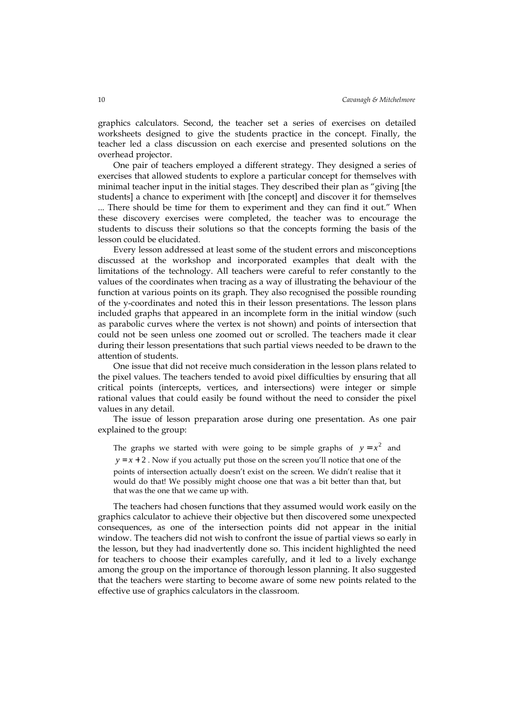graphics calculators. Second, the teacher set a series of exercises on detailed worksheets designed to give the students practice in the concept. Finally, the teacher led a class discussion on each exercise and presented solutions on the overhead projector.

One pair of teachers employed a different strategy. They designed a series of exercises that allowed students to explore a particular concept for themselves with minimal teacher input in the initial stages. They described their plan as "giving [the students] a chance to experiment with [the concept] and discover it for themselves ... There should be time for them to experiment and they can find it out." When these discovery exercises were completed, the teacher was to encourage the students to discuss their solutions so that the concepts forming the basis of the lesson could be elucidated.

Every lesson addressed at least some of the student errors and misconceptions discussed at the workshop and incorporated examples that dealt with the limitations of the technology. All teachers were careful to refer constantly to the values of the coordinates when tracing as a way of illustrating the behaviour of the function at various points on its graph. They also recognised the possible rounding of the y-coordinates and noted this in their lesson presentations. The lesson plans included graphs that appeared in an incomplete form in the initial window (such as parabolic curves where the vertex is not shown) and points of intersection that could not be seen unless one zoomed out or scrolled. The teachers made it clear during their lesson presentations that such partial views needed to be drawn to the attention of students.

One issue that did not receive much consideration in the lesson plans related to the pixel values. The teachers tended to avoid pixel difficulties by ensuring that all critical points (intercepts, vertices, and intersections) were integer or simple rational values that could easily be found without the need to consider the pixel values in any detail.

The issue of lesson preparation arose during one presentation. As one pair explained to the group:

> The graphs we started with were going to be simple graphs of $y = x^2$ and $y = x + 2$. Now if you actually put those on the screen you'll notice that one of the points of intersection actually doesn't exist on the screen. We didn't realise that it would do that! We possibly might choose one that was a bit better than that, but that was the one that we came up with.

The teachers had chosen functions that they assumed would work easily on the graphics calculator to achieve their objective but then discovered some unexpected consequences, as one of the intersection points did not appear in the initial window. The teachers did not wish to confront the issue of partial views so early in the lesson, but they had inadvertently done so. This incident highlighted the need for teachers to choose their examples carefully, and it led to a lively exchange among the group on the importance of thorough lesson planning. It also suggested that the teachers were starting to become aware of some new points related to the effective use of graphics calculators in the classroom.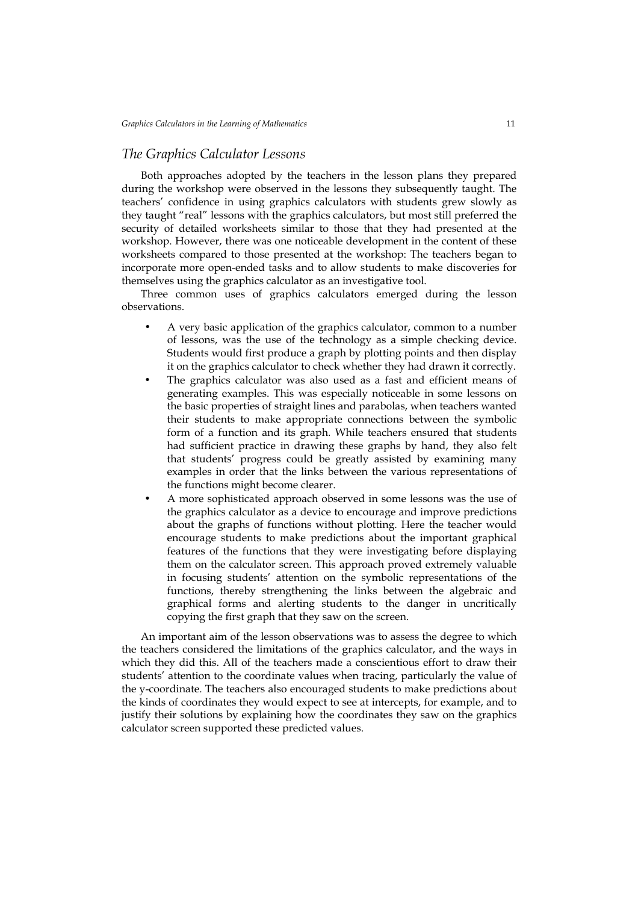## *The Graphics Calculator Lessons*

Both approaches adopted by the teachers in the lesson plans they prepared during the workshop were observed in the lessons they subsequently taught. The teachers' confidence in using graphics calculators with students grew slowly as they taught "real" lessons with the graphics calculators, but most still preferred the security of detailed worksheets similar to those that they had presented at the workshop. However, there was one noticeable development in the content of these worksheets compared to those presented at the workshop: The teachers began to incorporate more open-ended tasks and to allow students to make discoveries for themselves using the graphics calculator as an investigative tool.

Three common uses of graphics calculators emerged during the lesson observations.

- A very basic application of the graphics calculator, common to a number of lessons, was the use of the technology as a simple checking device. Students would first produce a graph by plotting points and then display it on the graphics calculator to check whether they had drawn it correctly.
- The graphics calculator was also used as a fast and efficient means of generating examples. This was especially noticeable in some lessons on the basic properties of straight lines and parabolas, when teachers wanted their students to make appropriate connections between the symbolic form of a function and its graph. While teachers ensured that students had sufficient practice in drawing these graphs by hand, they also felt that students' progress could be greatly assisted by examining many examples in order that the links between the various representations of the functions might become clearer.
- A more sophisticated approach observed in some lessons was the use of the graphics calculator as a device to encourage and improve predictions about the graphs of functions without plotting. Here the teacher would encourage students to make predictions about the important graphical features of the functions that they were investigating before displaying them on the calculator screen. This approach proved extremely valuable in focusing students' attention on the symbolic representations of the functions, thereby strengthening the links between the algebraic and graphical forms and alerting students to the danger in uncritically copying the first graph that they saw on the screen.

An important aim of the lesson observations was to assess the degree to which the teachers considered the limitations of the graphics calculator, and the ways in which they did this. All of the teachers made a conscientious effort to draw their students' attention to the coordinate values when tracing, particularly the value of the y-coordinate. The teachers also encouraged students to make predictions about the kinds of coordinates they would expect to see at intercepts, for example, and to justify their solutions by explaining how the coordinates they saw on the graphics calculator screen supported these predicted values.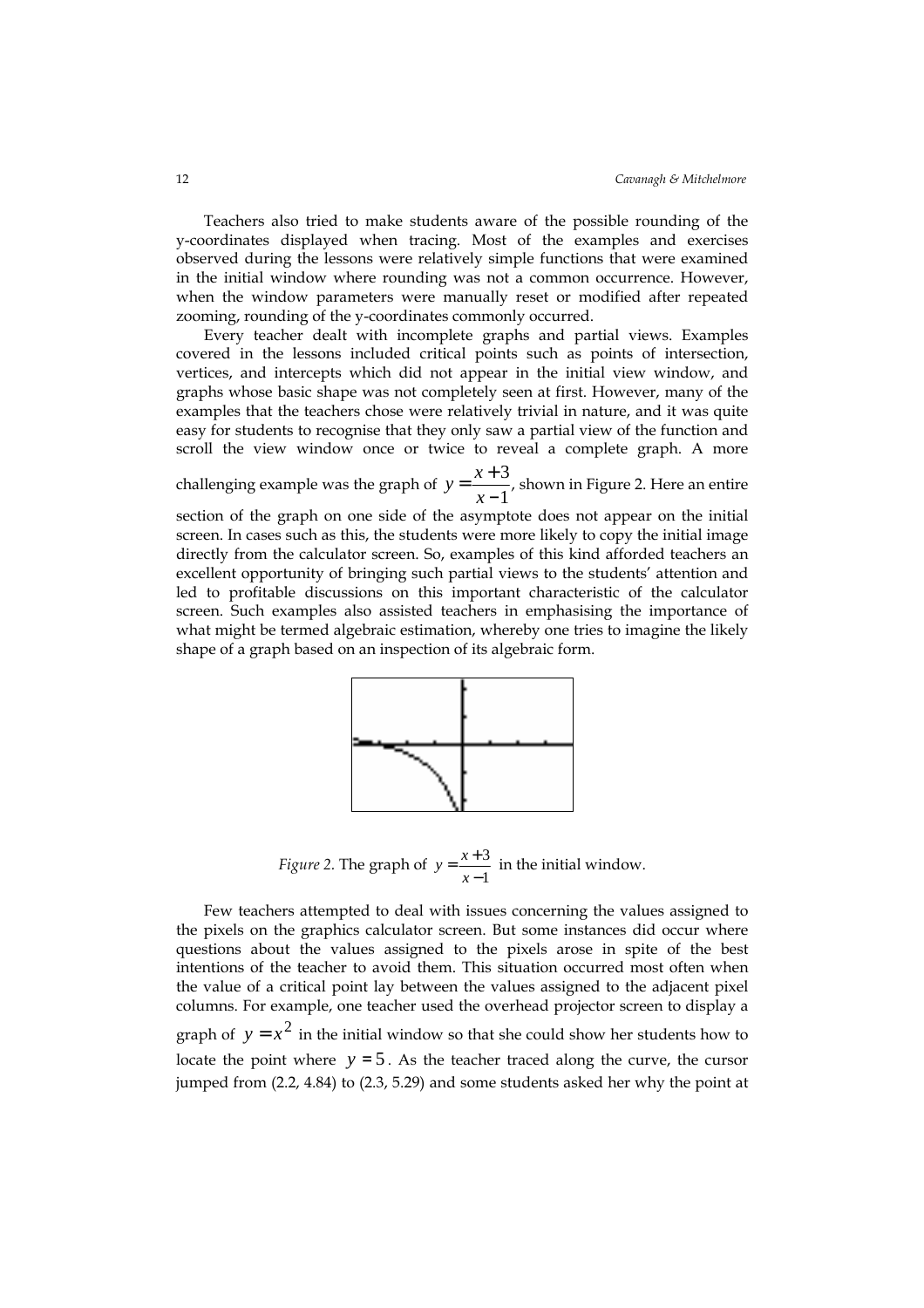Teachers also tried to make students aware of the possible rounding of the y-coordinates displayed when tracing. Most of the examples and exercises observed during the lessons were relatively simple functions that were examined in the initial window where rounding was not a common occurrence. However, when the window parameters were manually reset or modified after repeated zooming, rounding of the y-coordinates commonly occurred.

Every teacher dealt with incomplete graphs and partial views. Examples covered in the lessons included critical points such as points of intersection, vertices, and intercepts which did not appear in the initial view window, and graphs whose basic shape was not completely seen at first. However, many of the examples that the teachers chose were relatively trivial in nature, and it was quite easy for students to recognise that they only saw a partial view of the function and scroll the view window once or twice to reveal a complete graph. A more challenging example was the graph of $y = \frac{x+3}{x-1}$, shown in Figure 2. Here an entire section of the graph on one side of the asymptote does not appear on the initial screen. In cases such as this, the students were more likely to copy the initial image directly from the calculator screen. So, examples of this kind afforded teachers an excellent opportunity of bringing such partial views to the students' attention and led to profitable discussions on this important characteristic of the calculator screen. Such examples also assisted teachers in emphasising the importance of what might be termed algebraic estimation, whereby one tries to imagine the likely shape of a graph based on an inspection of its algebraic form.

*Figure 2.* The graph of $y = \frac{x+3}{x-1}$ in the initial window.

Few teachers attempted to deal with issues concerning the values assigned to the pixels on the graphics calculator screen. But some instances did occur where questions about the values assigned to the pixels arose in spite of the best intentions of the teacher to avoid them. This situation occurred most often when the value of a critical point lay between the values assigned to the adjacent pixel columns. For example, one teacher used the overhead projector screen to display a graph of $y = x^2$ in the initial window so that she could show her students how to locate the point where $y = 5$. As the teacher traced along the curve, the cursor jumped from (2.2, 4.84) to (2.3, 5.29) and some students asked her why the point at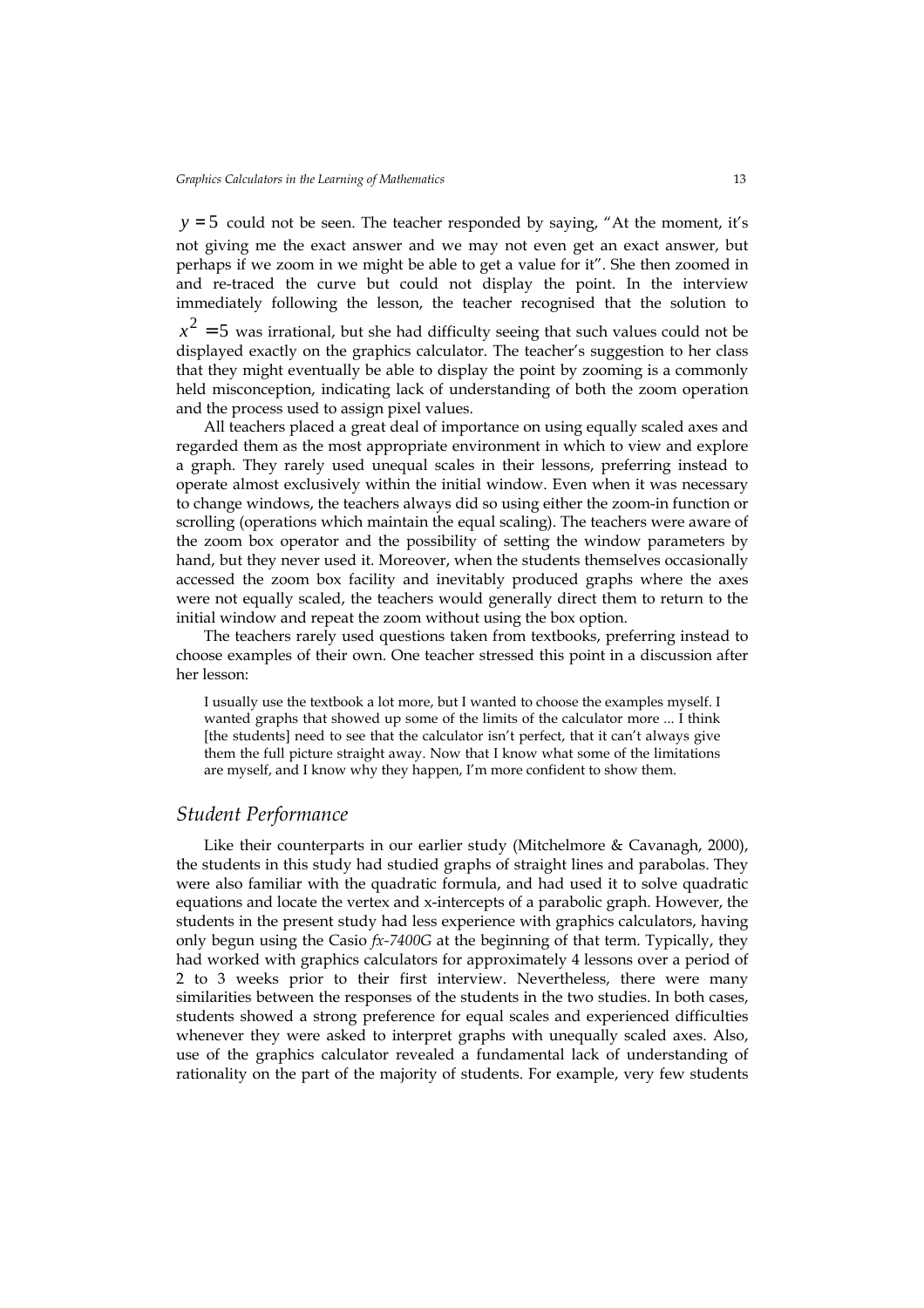$y = 5$ could not be seen. The teacher responded by saying, "At the moment, it's not giving me the exact answer and we may not even get an exact answer, but perhaps if we zoom in we might be able to get a value for it". She then zoomed in and re-traced the curve but could not display the point. In the interview immediately following the lesson, the teacher recognised that the solution to $x^2 = 5$ was irrational, but she had difficulty seeing that such values could not be displayed exactly on the graphics calculator. The teacher's suggestion to her class that they might eventually be able to display the point by zooming is a commonly held misconception, indicating lack of understanding of both the zoom operation and the process used to assign pixel values.

All teachers placed a great deal of importance on using equally scaled axes and regarded them as the most appropriate environment in which to view and explore a graph. They rarely used unequal scales in their lessons, preferring instead to operate almost exclusively within the initial window. Even when it was necessary to change windows, the teachers always did so using either the zoom-in function or scrolling (operations which maintain the equal scaling). The teachers were aware of the zoom box operator and the possibility of setting the window parameters by hand, but they never used it. Moreover, when the students themselves occasionally accessed the zoom box facility and inevitably produced graphs where the axes were not equally scaled, the teachers would generally direct them to return to the initial window and repeat the zoom without using the box option.

The teachers rarely used questions taken from textbooks, preferring instead to choose examples of their own. One teacher stressed this point in a discussion after her lesson:

> I usually use the textbook a lot more, but I wanted to choose the examples myself. I wanted graphs that showed up some of the limits of the calculator more ... I think [the students] need to see that the calculator isn't perfect, that it can't always give them the full picture straight away. Now that I know what some of the limitations are myself, and I know why they happen, I'm more confident to show them.

## *Student Performance*

Like their counterparts in our earlier study (Mitchelmore & Cavanagh, 2000), the students in this study had studied graphs of straight lines and parabolas. They were also familiar with the quadratic formula, and had used it to solve quadratic equations and locate the vertex and x-intercepts of a parabolic graph. However, the students in the present study had less experience with graphics calculators, having only begun using the Casio *fx-7400G* at the beginning of that term. Typically, they had worked with graphics calculators for approximately 4 lessons over a period of 2 to 3 weeks prior to their first interview. Nevertheless, there were many similarities between the responses of the students in the two studies. In both cases, students showed a strong preference for equal scales and experienced difficulties whenever they were asked to interpret graphs with unequally scaled axes. Also, use of the graphics calculator revealed a fundamental lack of understanding of rationality on the part of the majority of students. For example, very few students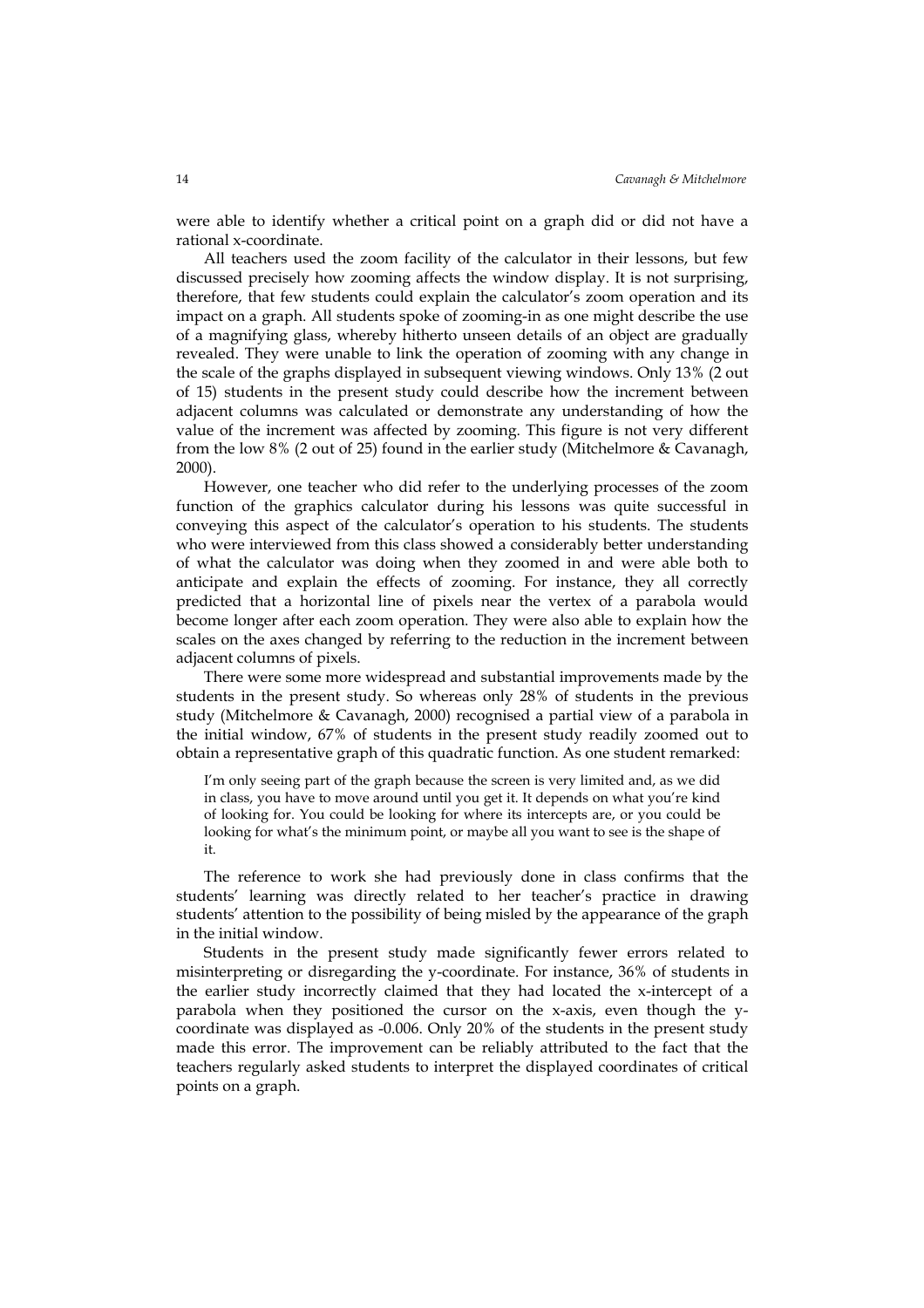were able to identify whether a critical point on a graph did or did not have a rational x-coordinate.

All teachers used the zoom facility of the calculator in their lessons, but few discussed precisely how zooming affects the window display. It is not surprising, therefore, that few students could explain the calculator's zoom operation and its impact on a graph. All students spoke of zooming-in as one might describe the use of a magnifying glass, whereby hitherto unseen details of an object are gradually revealed. They were unable to link the operation of zooming with any change in the scale of the graphs displayed in subsequent viewing windows. Only 13% (2 out of 15) students in the present study could describe how the increment between adjacent columns was calculated or demonstrate any understanding of how the value of the increment was affected by zooming. This figure is not very different from the low 8% (2 out of 25) found in the earlier study (Mitchelmore & Cavanagh, 2000).

However, one teacher who did refer to the underlying processes of the zoom function of the graphics calculator during his lessons was quite successful in conveying this aspect of the calculator's operation to his students. The students who were interviewed from this class showed a considerably better understanding of what the calculator was doing when they zoomed in and were able both to anticipate and explain the effects of zooming. For instance, they all correctly predicted that a horizontal line of pixels near the vertex of a parabola would become longer after each zoom operation. They were also able to explain how the scales on the axes changed by referring to the reduction in the increment between adjacent columns of pixels.

There were some more widespread and substantial improvements made by the students in the present study. So whereas only 28% of students in the previous study (Mitchelmore & Cavanagh, 2000) recognised a partial view of a parabola in the initial window, 67% of students in the present study readily zoomed out to obtain a representative graph of this quadratic function. As one student remarked:

> I'm only seeing part of the graph because the screen is very limited and, as we did in class, you have to move around until you get it. It depends on what you're kind of looking for. You could be looking for where its intercepts are, or you could be looking for what's the minimum point, or maybe all you want to see is the shape of it.

The reference to work she had previously done in class confirms that the students' learning was directly related to her teacher's practice in drawing students' attention to the possibility of being misled by the appearance of the graph in the initial window.

Students in the present study made significantly fewer errors related to misinterpreting or disregarding the y-coordinate. For instance, 36% of students in the earlier study incorrectly claimed that they had located the x-intercept of a parabola when they positioned the cursor on the x-axis, even though the y-coordinate was displayed as -0.006. Only 20% of the students in the present study made this error. The improvement can be reliably attributed to the fact that the teachers regularly asked students to interpret the displayed coordinates of critical points on a graph.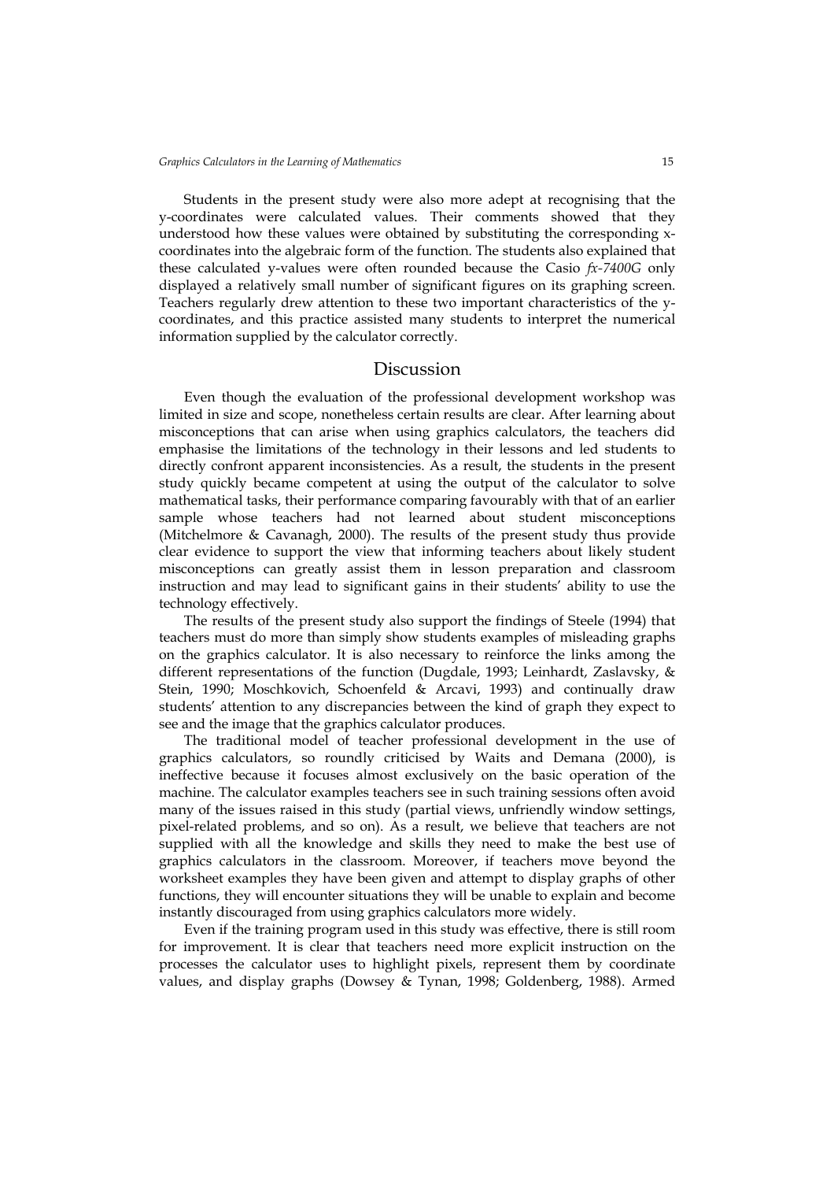Students in the present study were also more adept at recognising that the y-coordinates were calculated values. Their comments showed that they understood how these values were obtained by substituting the corresponding x-coordinates into the algebraic form of the function. The students also explained that these calculated y-values were often rounded because the Casio *fx-7400G* only displayed a relatively small number of significant figures on its graphing screen. Teachers regularly drew attention to these two important characteristics of the y-coordinates, and this practice assisted many students to interpret the numerical information supplied by the calculator correctly.

## Discussion

Even though the evaluation of the professional development workshop was limited in size and scope, nonetheless certain results are clear. After learning about misconceptions that can arise when using graphics calculators, the teachers did emphasise the limitations of the technology in their lessons and led students to directly confront apparent inconsistencies. As a result, the students in the present study quickly became competent at using the output of the calculator to solve mathematical tasks, their performance comparing favourably with that of an earlier sample whose teachers had not learned about student misconceptions (Mitchelmore & Cavanagh, 2000). The results of the present study thus provide clear evidence to support the view that informing teachers about likely student misconceptions can greatly assist them in lesson preparation and classroom instruction and may lead to significant gains in their students' ability to use the technology effectively.

The results of the present study also support the findings of Steele (1994) that teachers must do more than simply show students examples of misleading graphs on the graphics calculator. It is also necessary to reinforce the links among the different representations of the function (Dugdale, 1993; Leinhardt, Zaslavsky, & Stein, 1990; Moschkovich, Schoenfeld & Arcavi, 1993) and continually draw students' attention to any discrepancies between the kind of graph they expect to see and the image that the graphics calculator produces.

The traditional model of teacher professional development in the use of graphics calculators, so roundly criticised by Waits and Demana (2000), is ineffective because it focuses almost exclusively on the basic operation of the machine. The calculator examples teachers see in such training sessions often avoid many of the issues raised in this study (partial views, unfriendly window settings, pixel-related problems, and so on). As a result, we believe that teachers are not supplied with all the knowledge and skills they need to make the best use of graphics calculators in the classroom. Moreover, if teachers move beyond the worksheet examples they have been given and attempt to display graphs of other functions, they will encounter situations they will be unable to explain and become instantly discouraged from using graphics calculators more widely.

Even if the training program used in this study was effective, there is still room for improvement. It is clear that teachers need more explicit instruction on the processes the calculator uses to highlight pixels, represent them by coordinate values, and display graphs (Dowsey & Tynan, 1998; Goldenberg, 1988). Armed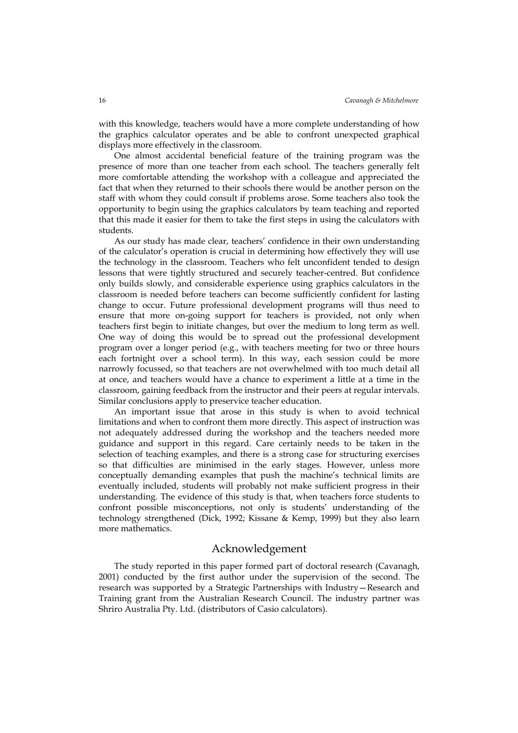with this knowledge, teachers would have a more complete understanding of how the graphics calculator operates and be able to confront unexpected graphical displays more effectively in the classroom.

One almost accidental beneficial feature of the training program was the presence of more than one teacher from each school. The teachers generally felt more comfortable attending the workshop with a colleague and appreciated the fact that when they returned to their schools there would be another person on the staff with whom they could consult if problems arose. Some teachers also took the opportunity to begin using the graphics calculators by team teaching and reported that this made it easier for them to take the first steps in using the calculators with students.

As our study has made clear, teachers' confidence in their own understanding of the calculator's operation is crucial in determining how effectively they will use the technology in the classroom. Teachers who felt unconfident tended to design lessons that were tightly structured and securely teacher-centred. But confidence only builds slowly, and considerable experience using graphics calculators in the classroom is needed before teachers can become sufficiently confident for lasting change to occur. Future professional development programs will thus need to ensure that more on-going support for teachers is provided, not only when teachers first begin to initiate changes, but over the medium to long term as well. One way of doing this would be to spread out the professional development program over a longer period (e.g., with teachers meeting for two or three hours each fortnight over a school term). In this way, each session could be more narrowly focussed, so that teachers are not overwhelmed with too much detail all at once, and teachers would have a chance to experiment a little at a time in the classroom, gaining feedback from the instructor and their peers at regular intervals. Similar conclusions apply to preservice teacher education.

An important issue that arose in this study is when to avoid technical limitations and when to confront them more directly. This aspect of instruction was not adequately addressed during the workshop and the teachers needed more guidance and support in this regard. Care certainly needs to be taken in the selection of teaching examples, and there is a strong case for structuring exercises so that difficulties are minimised in the early stages. However, unless more conceptually demanding examples that push the machine's technical limits are eventually included, students will probably not make sufficient progress in their understanding. The evidence of this study is that, when teachers force students to confront possible misconceptions, not only is students' understanding of the technology strengthened (Dick, 1992; Kissane & Kemp, 1999) but they also learn more mathematics.

## Acknowledgement

The study reported in this paper formed part of doctoral research (Cavanagh, 2001) conducted by the first author under the supervision of the second. The research was supported by a Strategic Partnerships with Industry—Research and Training grant from the Australian Research Council. The industry partner was Shriro Australia Pty. Ltd. (distributors of Casio calculators).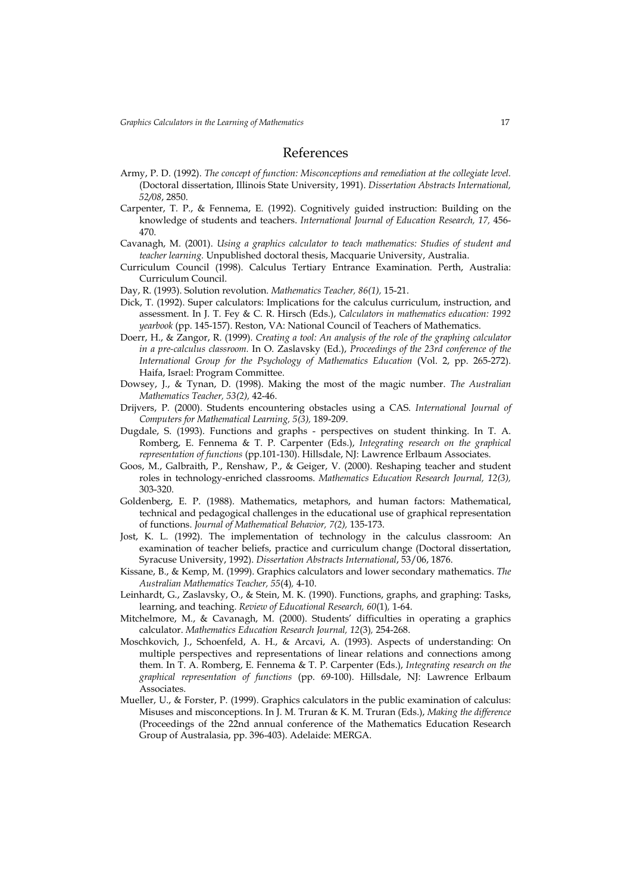# References

Army, P. D. (1992). *The concept of function: Misconceptions and remediation at the collegiate level.* (Doctoral dissertation, Illinois State University, 1991). *Dissertation Abstracts International, 52/08*, 2850.

Carpenter, T. P., & Fennema, E. (1992). Cognitively guided instruction: Building on the knowledge of students and teachers. *International Journal of Education Research, 17,* 456-470.

Cavanagh, M. (2001). *Using a graphics calculator to teach mathematics: Studies of student and teacher learning.* Unpublished doctoral thesis, Macquarie University, Australia.

Curriculum Council (1998). Calculus Tertiary Entrance Examination. Perth, Australia: Curriculum Council.

Day, R. (1993). Solution revolution. *Mathematics Teacher, 86(1),* 15-21.

Dick, T. (1992). Super calculators: Implications for the calculus curriculum, instruction, and assessment. In J. T. Fey & C. R. Hirsch (Eds.), *Calculators in mathematics education: 1992 yearbook* (pp. 145-157). Reston, VA: National Council of Teachers of Mathematics.

Doerr, H., & Zangor, R. (1999). *Creating a tool: An analysis of the role of the graphing calculator in a pre-calculus classroom.* In O. Zaslavsky (Ed.), *Proceedings of the 23rd conference of the International Group for the Psychology of Mathematics Education* (Vol. 2, pp. 265-272). Haifa, Israel: Program Committee.

Dowsey, J., & Tynan, D. (1998). Making the most of the magic number. *The Australian Mathematics Teacher, 53(2),* 42-46.

Drijvers, P. (2000). Students encountering obstacles using a CAS. *International Journal of Computers for Mathematical Learning, 5(3),* 189-209.

Dugdale, S. (1993). Functions and graphs - perspectives on student thinking. In T. A. Romberg, E. Fennema & T. P. Carpenter (Eds.), *Integrating research on the graphical representation of functions* (pp.101-130). Hillsdale, NJ: Lawrence Erlbaum Associates.

Goos, M., Galbraith, P., Renshaw, P., & Geiger, V. (2000). Reshaping teacher and student roles in technology-enriched classrooms. *Mathematics Education Research Journal, 12(3),* 303-320.

Goldenberg, E. P. (1988). Mathematics, metaphors, and human factors: Mathematical, technical and pedagogical challenges in the educational use of graphical representation of functions. *Journal of Mathematical Behavior, 7(2),* 135-173.

Jost, K. L. (1992). The implementation of technology in the calculus classroom: An examination of teacher beliefs, practice and curriculum change (Doctoral dissertation, Syracuse University, 1992). *Dissertation Abstracts International*, 53/06, 1876.

Kissane, B., & Kemp, M. (1999). Graphics calculators and lower secondary mathematics. *The Australian Mathematics Teacher, 55*(4), 4-10.

Leinhardt, G., Zaslavsky, O., & Stein, M. K. (1990). Functions, graphs, and graphing: Tasks, learning, and teaching. *Review of Educational Research, 60*(1), 1-64.

Mitchelmore, M., & Cavanagh, M. (2000). Students' difficulties in operating a graphics calculator. *Mathematics Education Research Journal, 12*(3), 254-268.

Moschkovich, J., Schoenfeld, A. H., & Arcavi, A. (1993). Aspects of understanding: On multiple perspectives and representations of linear relations and connections among them. In T. A. Romberg, E. Fennema & T. P. Carpenter (Eds.), *Integrating research on the graphical representation of functions* (pp. 69-100). Hillsdale, NJ: Lawrence Erlbaum Associates.

Mueller, U., & Forster, P. (1999). Graphics calculators in the public examination of calculus: Misuses and misconceptions. In J. M. Truran & K. M. Truran (Eds.), *Making the difference* (Proceedings of the 22nd annual conference of the Mathematics Education Research Group of Australasia, pp. 396-403). Adelaide: MERGA.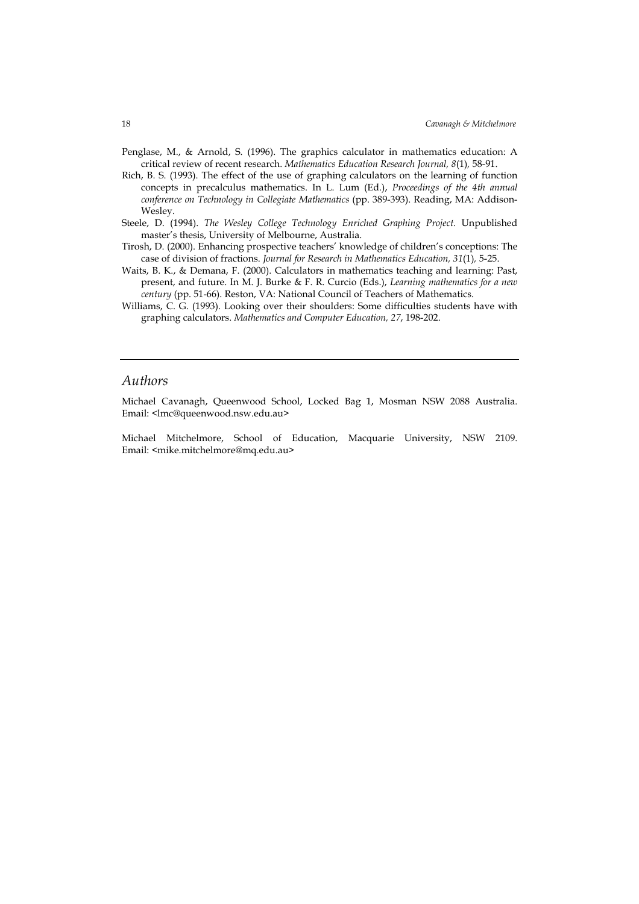Penglase, M., & Arnold, S. (1996). The graphics calculator in mathematics education: A critical review of recent research. *Mathematics Education Research Journal, 8*(1), 58-91.

Rich, B. S. (1993). The effect of the use of graphing calculators on the learning of function concepts in precalculus mathematics. In L. Lum (Ed.), *Proceedings of the 4th annual conference on Technology in Collegiate Mathematics* (pp. 389-393). Reading, MA: Addison-Wesley.

Steele, D. (1994). *The Wesley College Technology Enriched Graphing Project.* Unpublished master's thesis, University of Melbourne, Australia.

Tirosh, D. (2000). Enhancing prospective teachers' knowledge of children's conceptions: The case of division of fractions. *Journal for Research in Mathematics Education, 31*(1), 5-25.

Waits, B. K., & Demana, F. (2000). Calculators in mathematics teaching and learning: Past, present, and future. In M. J. Burke & F. R. Curcio (Eds.), *Learning mathematics for a new century* (pp. 51-66). Reston, VA: National Council of Teachers of Mathematics.

Williams, C. G. (1993). Looking over their shoulders: Some difficulties students have with graphing calculators. *Mathematics and Computer Education, 27*, 198-202.

---

## *Authors*

Michael Cavanagh, Queenwood School, Locked Bag 1, Mosman NSW 2088 Australia. Email: <lmc@queenwood.nsw.edu.au>

Michael Mitchelmore, School of Education, Macquarie University, NSW 2109. Email: <mike.mitchelmore@mq.edu.au>